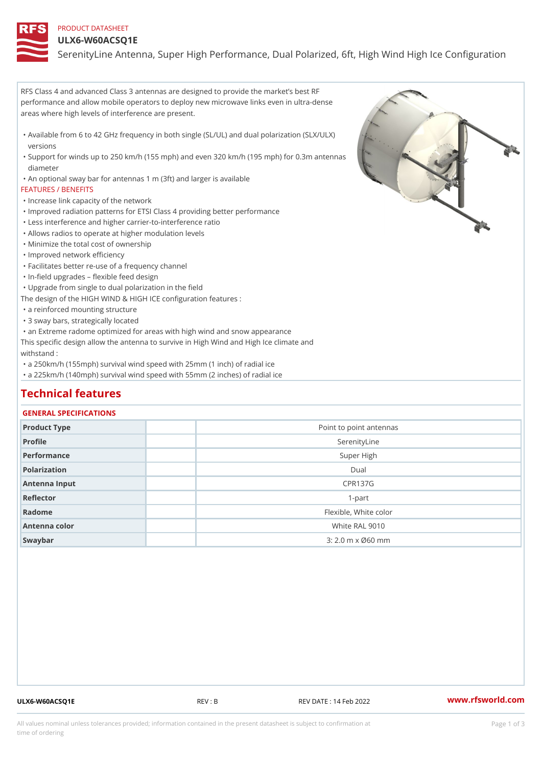PRODUCT DATASHEET

# ULX6-W60ACSQ1E

SerenityLine Antenna, Super High Performance, Dual Polarized, 6ft, High Wind High Ice Configuration

RFS Class 4 and advanced Class 3 antennas are designed to provide the market's best RF performance and allow mobile operators to deploy new microwave links even in ultra-dense areas where high levels of interference are present.

- Available from 6 to 42 GHz frequency in both single (SL/UL) and dual polarization (SLX/ULX) versions
- Support for winds up to 250 km/h (155 mph) and even 320 km/h (195 mph) for 0.3m antennas diameter
- An optional sway bar for antennas 1 m (3ft) and larger is available

FEATURES / BENEFITS

- Increase link capacity of the network
- Improved radiation patterns for ETSI Class 4 providing better performance
- Less interference and higher carrier-to-interference ratio
- Allows radios to operate at higher modulation levels
- Minimize the total cost of ownership
- Improved network efficiency
- Facilitates better re-use of a frequency channel
- In-field upgrades – flexible feed design
- Upgrade from single to dual polarization in the field

The design of the HIGH WIND & HIGH ICE configuration features :

- a reinforced mounting structure
- 3 sway bars, strategically located
- an Extreme radome optimized for areas with high wind and snow appearance

This specific design allow the antenna to survive in High Wind and High Ice climate and withstand :

- a 250km/h (155mph) survival wind speed with 25mm (1 inch) of radial ice
- a 225km/h (140mph) survival wind speed with 55mm (2 inches) of radial ice

## Technical features

### GENERAL SPECIFICATIONS

| | | |
|---|---|---|
| Product Type | | Point to point antennas |
| Profile | | SerenityLine |
| Performance | | Super High |
| Polarization | | Dual |
| Antenna Input | | CPR137G |
| Reflector | | 1-part |
| Radome | | Flexible, White color |
| Antenna color | | White RAL 9010 |
| Swaybar | | 3: 2.0 m x Ø60 mm |

ULX6-W60ACSQ1E REV : B REV DATE : 14 Feb 2022 www.rfsworld.com

All values nominal unless tolerances provided; information contained in the present datasheet is subject to confirmation at time of ordering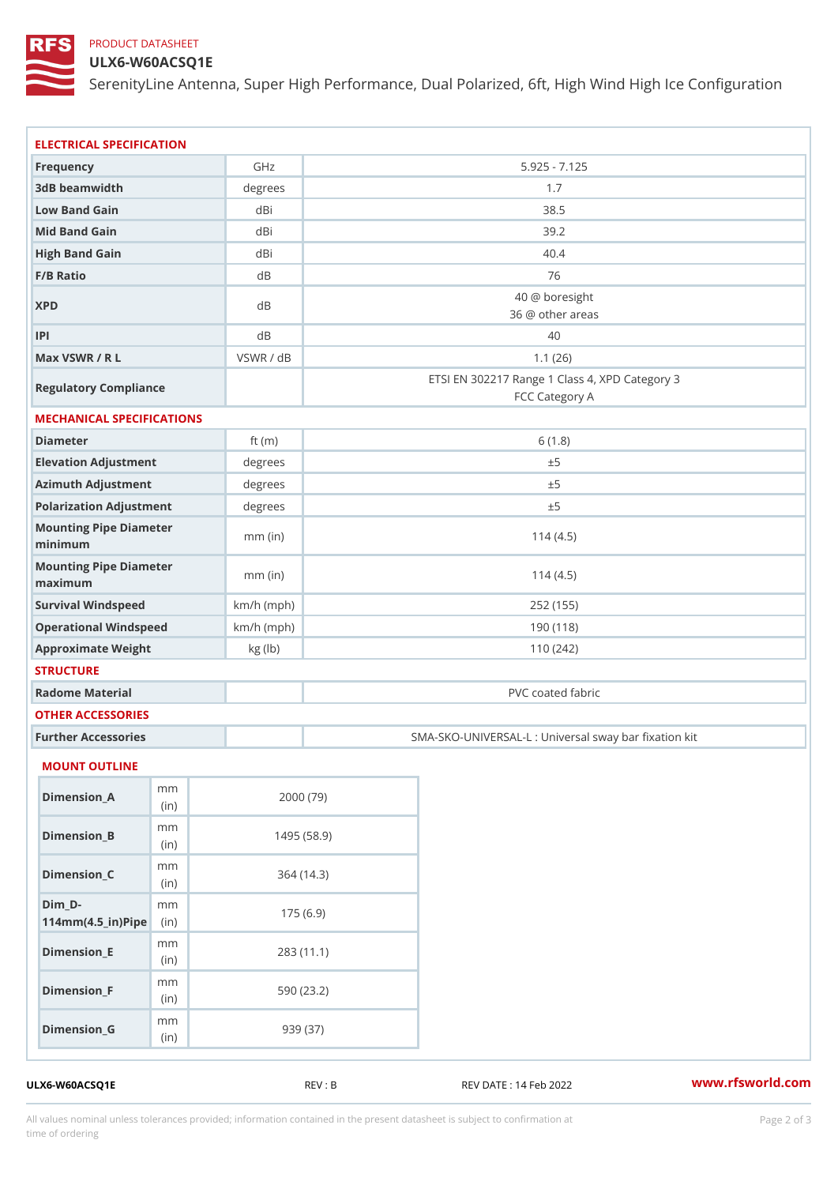PRODUCT DATASHEET

# ULX6-W60ACSQ1E

SerenityLine Antenna, Super High Performance, Dual Polarized, 6ft, High Wind High Ice Configuration

## ELECTRICAL SPECIFICATION

| | | |
|---|---|---|
| **Frequency** | GHz | 5.925 - 7.125 |
| **3dB beamwidth** | degrees | 1.7 |
| **Low Band Gain** | dBi | 38.5 |
| **Mid Band Gain** | dBi | 39.2 |
| **High Band Gain** | dBi | 40.4 |
| **F/B Ratio** | dB | 76 |
| **XPD** | dB | 40 @ boresight<br>36 @ other areas |
| **IPI** | dB | 40 |
| **Max VSWR / R L** | VSWR / dB | 1.1 (26) |
| **Regulatory Compliance** | | ETSI EN 302217 Range 1 Class 4, XPD Category 3<br>FCC Category A |

## MECHANICAL SPECIFICATIONS

| | | |
|---|---|---|
| **Diameter** | ft (m) | 6 (1.8) |
| **Elevation Adjustment** | degrees | ±5 |
| **Azimuth Adjustment** | degrees | ±5 |
| **Polarization Adjustment** | degrees | ±5 |
| **Mounting Pipe Diameter minimum** | mm (in) | 114 (4.5) |
| **Mounting Pipe Diameter maximum** | mm (in) | 114 (4.5) |
| **Survival Windspeed** | km/h (mph) | 252 (155) |
| **Operational Windspeed** | km/h (mph) | 190 (118) |
| **Approximate Weight** | kg (lb) | 110 (242) |

## STRUCTURE

| | | |
|---|---|---|
| **Radome Material** | | PVC coated fabric |

## OTHER ACCESSORIES

| | | |
|---|---|---|
| **Further Accessories** | | SMA-SKO-UNIVERSAL-L : Universal sway bar fixation kit |

## MOUNT OUTLINE

| | | |
|---|---|---|
| **Dimension_A** | mm (in) | 2000 (79) |
| **Dimension_B** | mm (in) | 1495 (58.9) |
| **Dimension_C** | mm (in) | 364 (14.3) |
| **Dim_D-114mm(4.5_in)Pipe** | mm (in) | 175 (6.9) |
| **Dimension_E** | mm (in) | 283 (11.1) |
| **Dimension_F** | mm (in) | 590 (23.2) |
| **Dimension_G** | mm (in) | 939 (37) |

ULX6-W60ACSQ1E REV : B REV DATE : 14 Feb 2022 www.rfsworld.com

All values nominal unless tolerances provided; information contained in the present datasheet is subject to confirmation at time of ordering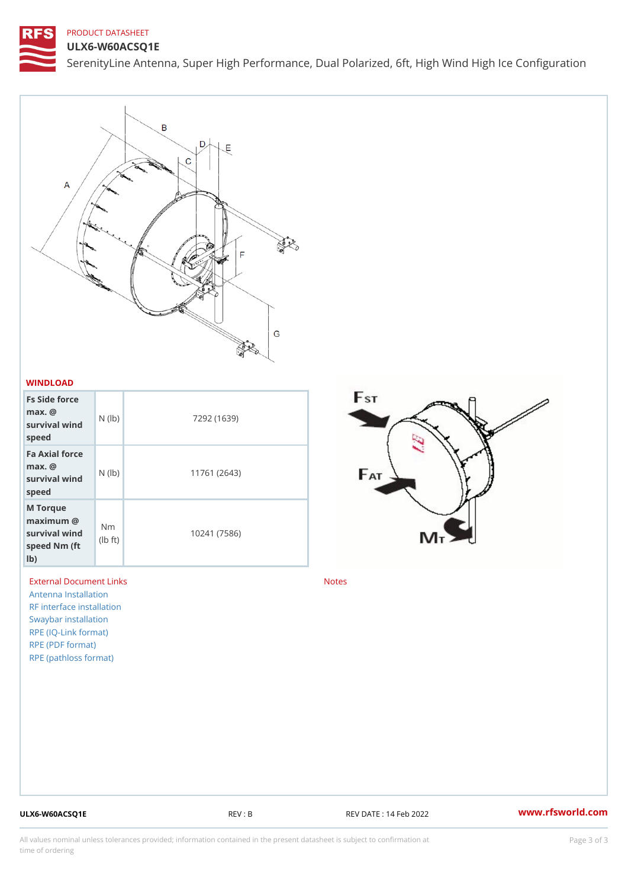PRODUCT DATASHEET

# ULX6-W60ACSQ1E

SerenityLine Antenna, Super High Performance, Dual Polarized, 6ft, High Wind High Ice Configuration

B
D
E
C
A
F
G

## WINDLOAD

| | | |
|---|---|---|
| Fs Side force max. @ survival wind speed | N (lb) | 7292 (1639) |
| Fa Axial force max. @ survival wind speed | N (lb) | 11761 (2643) |
| M Torque maximum @ survival wind speed Nm (ft lb) | Nm (lb ft) | 10241 (7586) |

$F_{ST}$
$F_{AT}$
$M_T$

### External Document Links

- Antenna Installation
- RF interface installation
- Swaybar installation
- RPE (IQ-Link format)
- RPE (PDF format)
- RPE (pathloss format)

### Notes

ULX6-W60ACSQ1E REV : B REV DATE : 14 Feb 2022 www.rfsworld.com

All values nominal unless tolerances provided; information contained in the present datasheet is subject to confirmation at time of ordering